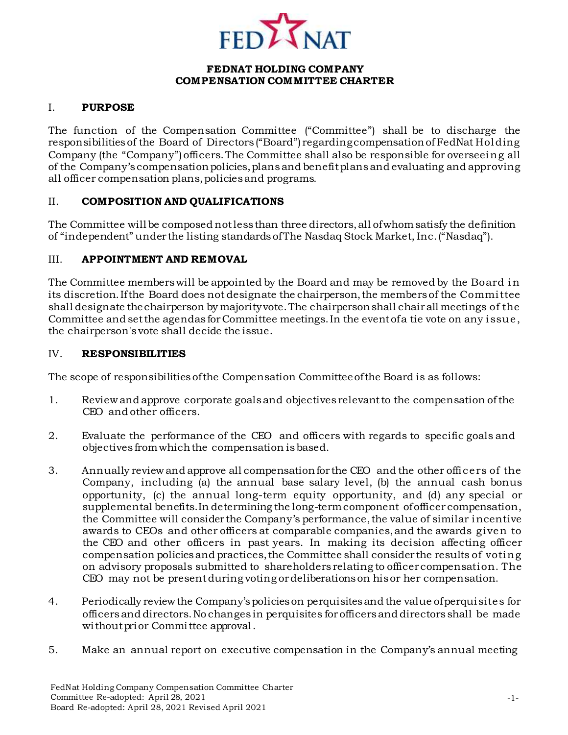# FEDNAT HOLDING COMPANY
# COMPENSATION COMMITTEE CHARTER

## I. PURPOSE

The function of the Compensation Committee ("Committee") shall be to discharge the responsibilities of the Board of Directors ("Board") regarding compensation of FedNat Holding Company (the "Company") officers. The Committee shall also be responsible for overseeing all of the Company's compensation policies, plans and benefit plans and evaluating and approving all officer compensation plans, policies and programs.

## II. COMPOSITION AND QUALIFICATIONS

The Committee will be composed not less than three directors, all of whom satisfy the definition of "independent" under the listing standards of The Nasdaq Stock Market, Inc. ("Nasdaq").

## III. APPOINTMENT AND REMOVAL

The Committee members will be appointed by the Board and may be removed by the Board in its discretion. If the Board does not designate the chairperson, the members of the Committee shall designate the chairperson by majority vote. The chairperson shall chair all meetings of the Committee and set the agendas for Committee meetings. In the event of a tie vote on any issue, the chairperson's vote shall decide the issue.

## IV. RESPONSIBILITIES

The scope of responsibilities of the Compensation Committee of the Board is as follows:

1. Review and approve corporate goals and objectives relevant to the compensation of the CEO and other officers.

2. Evaluate the performance of the CEO and officers with regards to specific goals and objectives from which the compensation is based.

3. Annually review and approve all compensation for the CEO and the other officers of the Company, including (a) the annual base salary level, (b) the annual cash bonus opportunity, (c) the annual long-term equity opportunity, and (d) any special or supplemental benefits. In determining the long-term component of officer compensation, the Committee will consider the Company's performance, the value of similar incentive awards to CEOs and other officers at comparable companies, and the awards given to the CEO and other officers in past years. In making its decision affecting officer compensation policies and practices, the Committee shall consider the results of voting on advisory proposals submitted to shareholders relating to officer compensation. The CEO may not be present during voting or deliberations on his or her compensation.

4. Periodically review the Company's policies on perquisites and the value of perquisites for officers and directors. No changes in perquisites for officers and directors shall be made without prior Committee approval.

5. Make an annual report on executive compensation in the Company's annual meeting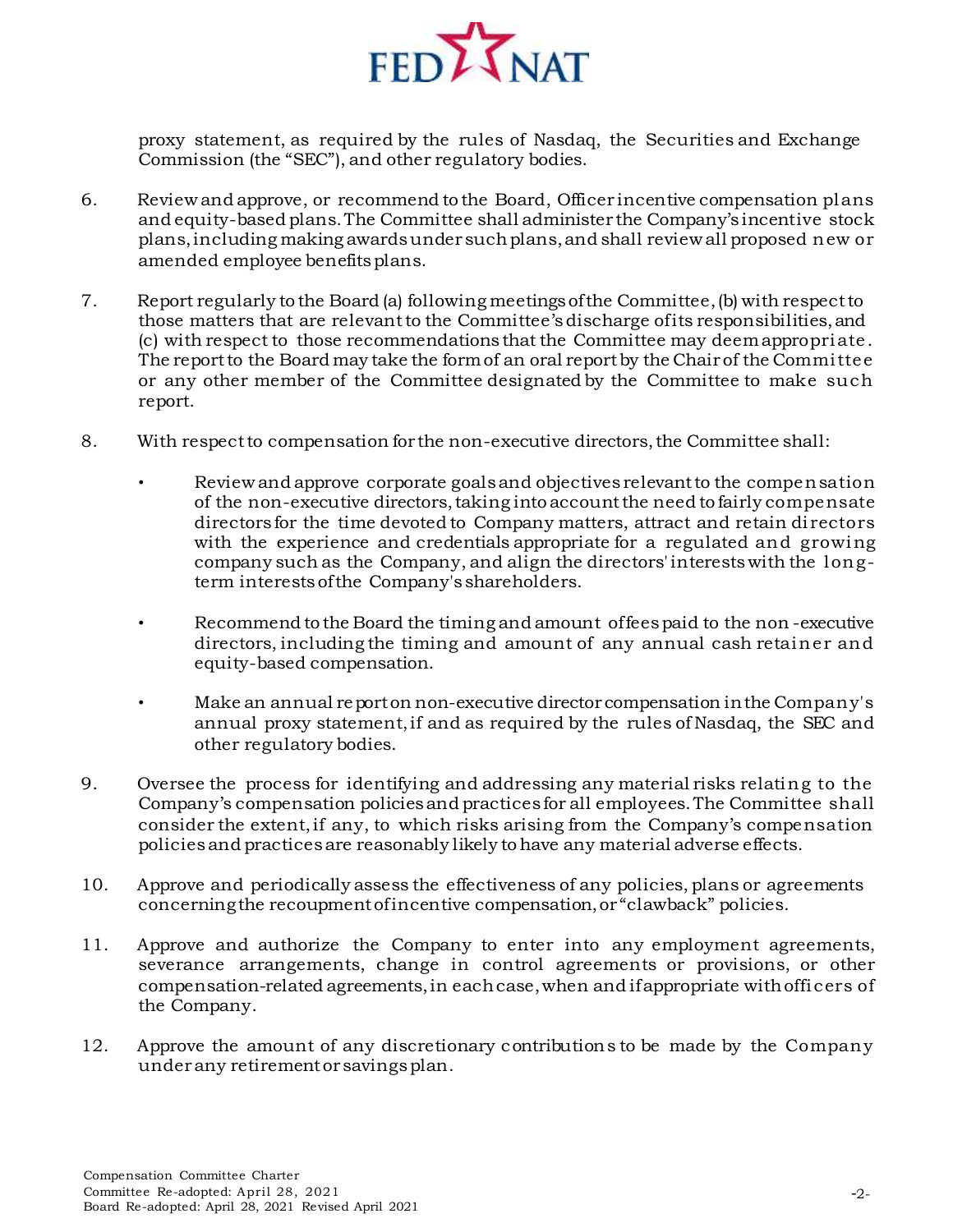proxy statement, as required by the rules of Nasdaq, the Securities and Exchange Commission (the "SEC"), and other regulatory bodies.

6. Review and approve, or recommend to the Board, Officer incentive compensation plans and equity-based plans. The Committee shall administer the Company's incentive stock plans, including making awards under such plans, and shall review all proposed new or amended employee benefits plans.

7. Report regularly to the Board (a) following meetings of the Committee, (b) with respect to those matters that are relevant to the Committee's discharge of its responsibilities, and (c) with respect to those recommendations that the Committee may deem appropriate. The report to the Board may take the form of an oral report by the Chair of the Committee or any other member of the Committee designated by the Committee to make such report.

8. With respect to compensation for the non-executive directors, the Committee shall:

   - Review and approve corporate goals and objectives relevant to the compensation of the non-executive directors, taking into account the need to fairly compensate directors for the time devoted to Company matters, attract and retain directors with the experience and credentials appropriate for a regulated and growing company such as the Company, and align the directors' interests with the long-term interests of the Company's shareholders.

   - Recommend to the Board the timing and amount of fees paid to the non-executive directors, including the timing and amount of any annual cash retainer and equity-based compensation.

   - Make an annual report on non-executive director compensation in the Company's annual proxy statement, if and as required by the rules of Nasdaq, the SEC and other regulatory bodies.

9. Oversee the process for identifying and addressing any material risks relating to the Company's compensation policies and practices for all employees. The Committee shall consider the extent, if any, to which risks arising from the Company's compensation policies and practices are reasonably likely to have any material adverse effects.

10. Approve and periodically assess the effectiveness of any policies, plans or agreements concerning the recoupment of incentive compensation, or "clawback" policies.

11. Approve and authorize the Company to enter into any employment agreements, severance arrangements, change in control agreements or provisions, or other compensation-related agreements, in each case, when and if appropriate with officers of the Company.

12. Approve the amount of any discretionary contributions to be made by the Company under any retirement or savings plan.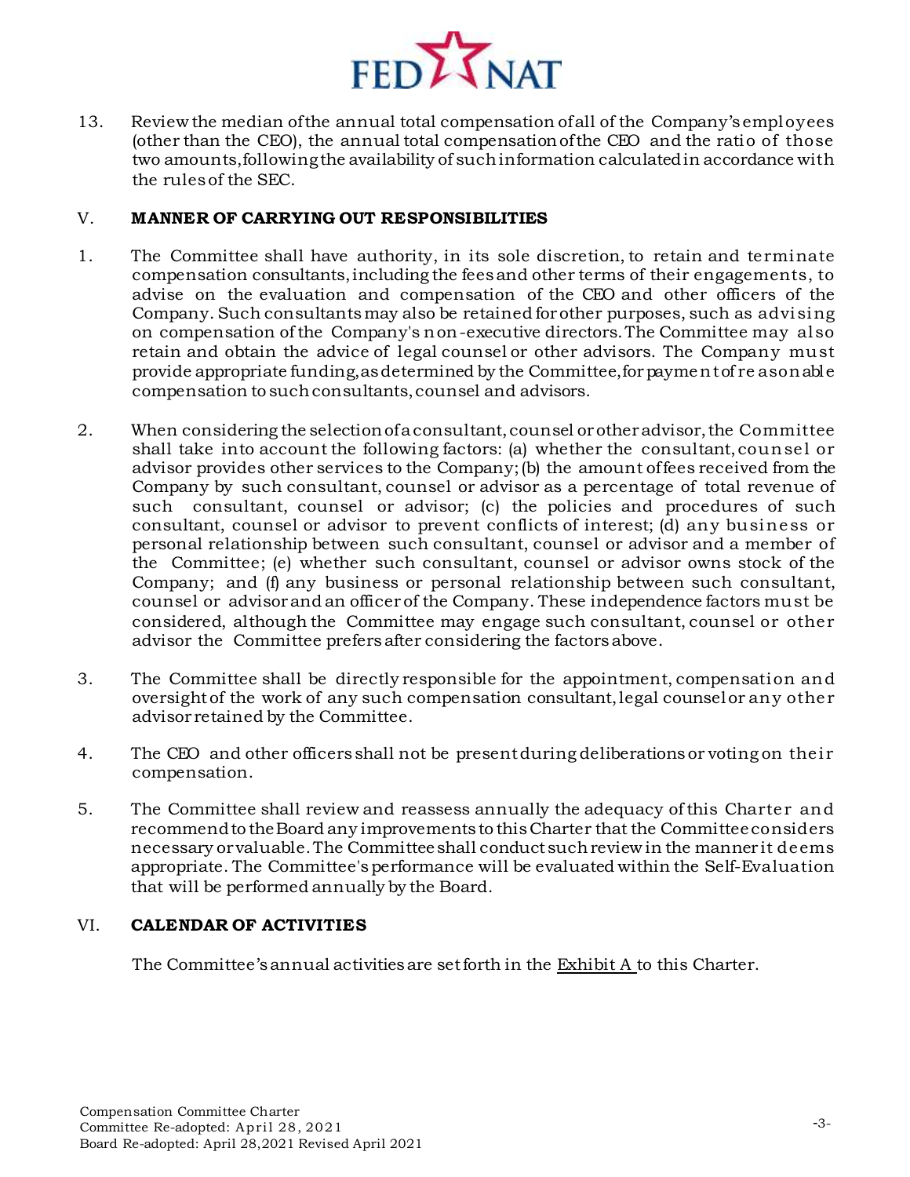13. Review the median of the annual total compensation of all of the Company's employees (other than the CEO), the annual total compensation of the CEO and the ratio of those two amounts, following the availability of such information calculated in accordance with the rules of the SEC.

## V. MANNER OF CARRYING OUT RESPONSIBILITIES

1. The Committee shall have authority, in its sole discretion, to retain and terminate compensation consultants, including the fees and other terms of their engagements, to advise on the evaluation and compensation of the CEO and other officers of the Company. Such consultants may also be retained for other purposes, such as advising on compensation of the Company's non-executive directors. The Committee may also retain and obtain the advice of legal counsel or other advisors. The Company must provide appropriate funding, as determined by the Committee, for payment of reasonable compensation to such consultants, counsel and advisors.

2. When considering the selection of a consultant, counsel or other advisor, the Committee shall take into account the following factors: (a) whether the consultant, counsel or advisor provides other services to the Company; (b) the amount of fees received from the Company by such consultant, counsel or advisor as a percentage of total revenue of such consultant, counsel or advisor; (c) the policies and procedures of such consultant, counsel or advisor to prevent conflicts of interest; (d) any business or personal relationship between such consultant, counsel or advisor and a member of the Committee; (e) whether such consultant, counsel or advisor owns stock of the Company; and (f) any business or personal relationship between such consultant, counsel or advisor and an officer of the Company. These independence factors must be considered, although the Committee may engage such consultant, counsel or other advisor the Committee prefers after considering the factors above.

3. The Committee shall be directly responsible for the appointment, compensation and oversight of the work of any such compensation consultant, legal counsel or any other advisor retained by the Committee.

4. The CEO and other officers shall not be present during deliberations or voting on their compensation.

5. The Committee shall review and reassess annually the adequacy of this Charter and recommend to the Board any improvements to this Charter that the Committee considers necessary or valuable. The Committee shall conduct such review in the manner it deems appropriate. The Committee's performance will be evaluated within the Self-Evaluation that will be performed annually by the Board.

## VI. CALENDAR OF ACTIVITIES

The Committee's annual activities are set forth in the Exhibit A to this Charter.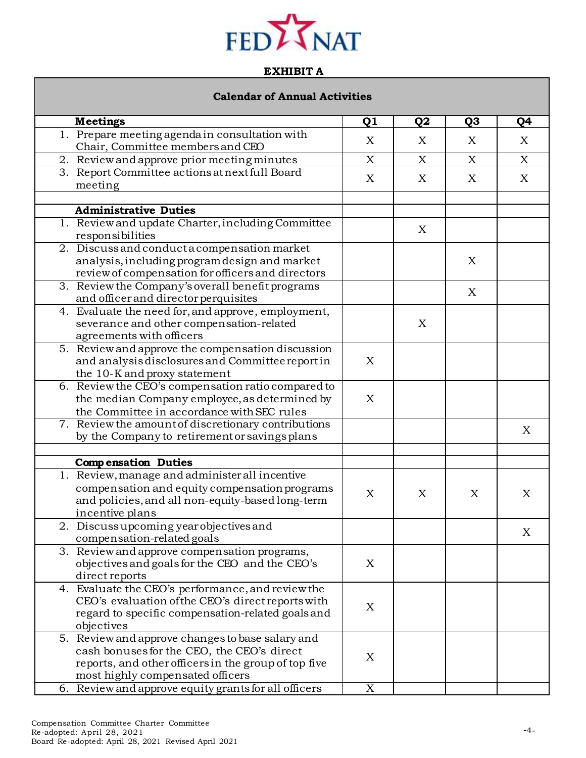FED NAT

**EXHIBIT A**

| Calendar of Annual Activities | | | | |
|---|---|---|---|---|
| **Meetings** | **Q1** | **Q2** | **Q3** | **Q4** |
| 1. Prepare meeting agenda in consultation with Chair, Committee members and CEO | X | X | X | X |
| 2. Review and approve prior meeting minutes | X | X | X | X |
| 3. Report Committee actions at next full Board meeting | X | X | X | X |
| | | | | |
| **Administrative Duties** | | | | |
| 1. Review and update Charter, including Committee responsibilities | | X | | |
| 2. Discuss and conduct a compensation market analysis, including program design and market review of compensation for officers and directors | | | X | |
| 3. Review the Company's overall benefit programs and officer and director perquisites | | | X | |
| 4. Evaluate the need for, and approve, employment, severance and other compensation-related agreements with officers | | X | | |
| 5. Review and approve the compensation discussion and analysis disclosures and Committee report in the 10-K and proxy statement | X | | | |
| 6. Review the CEO's compensation ratio compared to the median Company employee, as determined by the Committee in accordance with SEC rules | X | | | |
| 7. Review the amount of discretionary contributions by the Company to retirement or savings plans | | | | X |
| | | | | |
| **Compensation Duties** | | | | |
| 1. Review, manage and administer all incentive compensation and equity compensation programs and policies, and all non-equity-based long-term incentive plans | X | X | X | X |
| 2. Discuss upcoming year objectives and compensation-related goals | | | | X |
| 3. Review and approve compensation programs, objectives and goals for the CEO and the CEO's direct reports | X | | | |
| 4. Evaluate the CEO's performance, and review the CEO's evaluation of the CEO's direct reports with regard to specific compensation-related goals and objectives | X | | | |
| 5. Review and approve changes to base salary and cash bonuses for the CEO, the CEO's direct reports, and other officers in the group of top five most highly compensated officers | X | | | |
| 6. Review and approve equity grants for all officers | X | | | |

Compensation Committee Charter Committee
Re-adopted: April 28, 2021
Board Re-adopted: April 28, 2021 Revised April 2021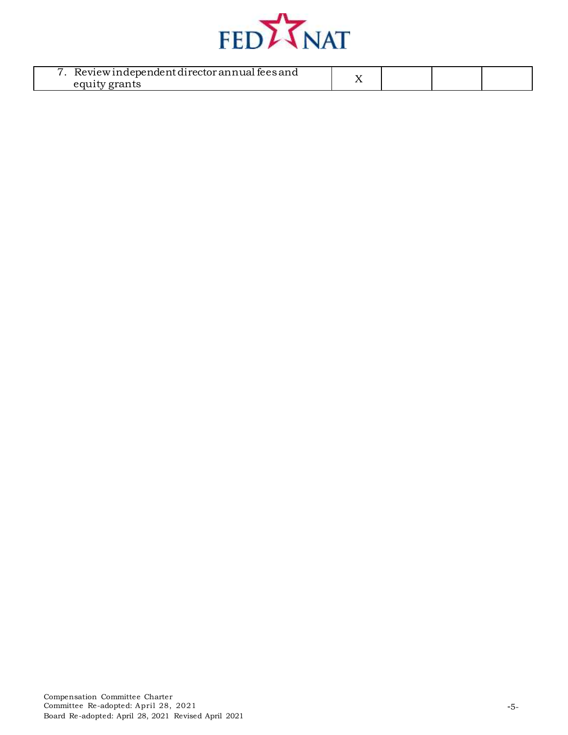| | | | | |
|---|---|---|---|---|
| 7. Review independent director annual fees and equity grants | X | | | |